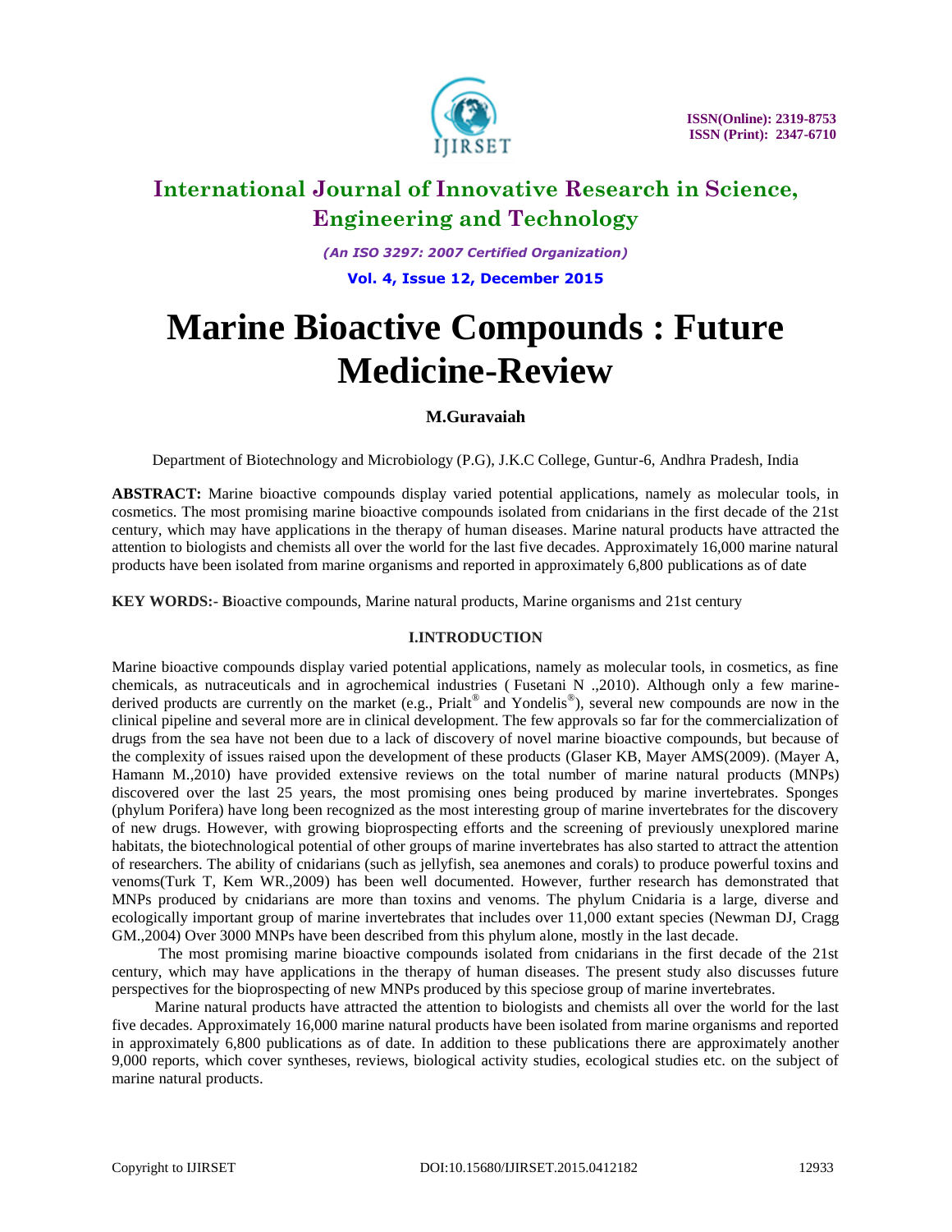# International Journal of Innovative Research in Science, Engineering and Technology

*(An ISO 3297: 2007 Certified Organization)*

**Vol. 4, Issue 12, December 2015**

# Marine Bioactive Compounds : Future Medicine-Review

**M.Guravaiah**

Department of Biotechnology and Microbiology (P.G), J.K.C College, Guntur-6, Andhra Pradesh, India

**ABSTRACT:** Marine bioactive compounds display varied potential applications, namely as molecular tools, in cosmetics. The most promising marine bioactive compounds isolated from cnidarians in the first decade of the 21st century, which may have applications in the therapy of human diseases. Marine natural products have attracted the attention to biologists and chemists all over the world for the last five decades. Approximately 16,000 marine natural products have been isolated from marine organisms and reported in approximately 6,800 publications as of date

**KEY WORDS:**- **B**ioactive compounds, Marine natural products, Marine organisms and 21st century

## I.INTRODUCTION

Marine bioactive compounds display varied potential applications, namely as molecular tools, in cosmetics, as fine chemicals, as nutraceuticals and in agrochemical industries ( Fusetani N .,2010). Although only a few marine-derived products are currently on the market (e.g., Prialt® and Yondelis®), several new compounds are now in the clinical pipeline and several more are in clinical development. The few approvals so far for the commercialization of drugs from the sea have not been due to a lack of discovery of novel marine bioactive compounds, but because of the complexity of issues raised upon the development of these products (Glaser KB, Mayer AMS(2009). (Mayer A, Hamann M.,2010) have provided extensive reviews on the total number of marine natural products (MNPs) discovered over the last 25 years, the most promising ones being produced by marine invertebrates. Sponges (phylum Porifera) have long been recognized as the most interesting group of marine invertebrates for the discovery of new drugs. However, with growing bioprospecting efforts and the screening of previously unexplored marine habitats, the biotechnological potential of other groups of marine invertebrates has also started to attract the attention of researchers. The ability of cnidarians (such as jellyfish, sea anemones and corals) to produce powerful toxins and venoms(Turk T, Kem WR.,2009) has been well documented. However, further research has demonstrated that MNPs produced by cnidarians are more than toxins and venoms. The phylum Cnidaria is a large, diverse and ecologically important group of marine invertebrates that includes over 11,000 extant species (Newman DJ, Cragg GM.,2004) Over 3000 MNPs have been described from this phylum alone, mostly in the last decade.

The most promising marine bioactive compounds isolated from cnidarians in the first decade of the 21st century, which may have applications in the therapy of human diseases. The present study also discusses future perspectives for the bioprospecting of new MNPs produced by this speciose group of marine invertebrates.

Marine natural products have attracted the attention to biologists and chemists all over the world for the last five decades. Approximately 16,000 marine natural products have been isolated from marine organisms and reported in approximately 6,800 publications as of date. In addition to these publications there are approximately another 9,000 reports, which cover syntheses, reviews, biological activity studies, ecological studies etc. on the subject of marine natural products.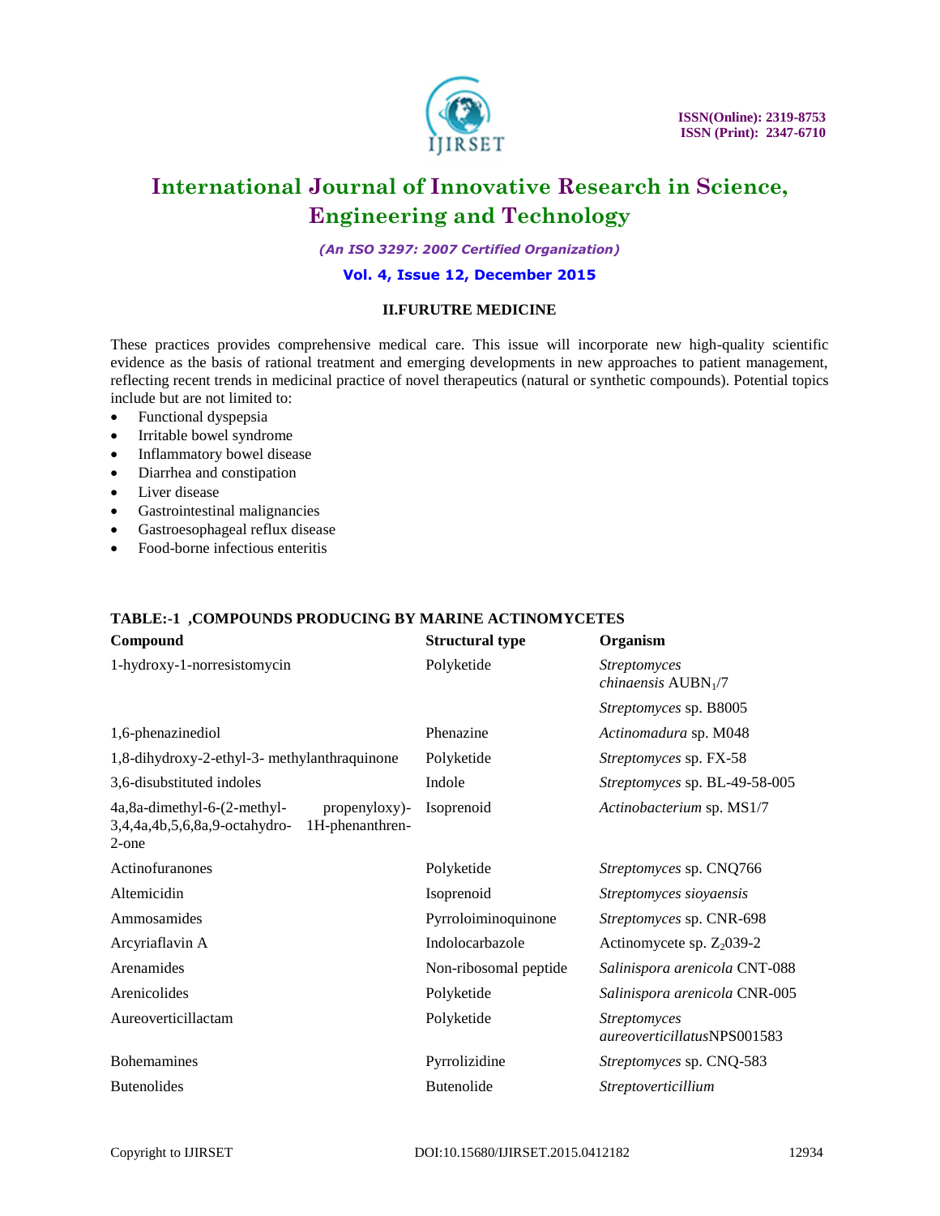## II.FURUTRE MEDICINE

These practices provides comprehensive medical care. This issue will incorporate new high-quality scientific evidence as the basis of rational treatment and emerging developments in new approaches to patient management, reflecting recent trends in medicinal practice of novel therapeutics (natural or synthetic compounds). Potential topics include but are not limited to:

- Functional dyspepsia
- Irritable bowel syndrome
- Inflammatory bowel disease
- Diarrhea and constipation
- Liver disease
- Gastrointestinal malignancies
- Gastroesophageal reflux disease
- Food-borne infectious enteritis

**TABLE:-1 ,COMPOUNDS PRODUCING BY MARINE ACTINOMYCETES**

| Compound | Structural type | Organism |
|---|---|---|
| 1-hydroxy-1-norresistomycin | Polyketide | *Streptomyces chinaensis* AUBN$_1$/7 |
| | | *Streptomyces* sp. B8005 |
| 1,6-phenazinediol | Phenazine | *Actinomadura* sp. M048 |
| 1,8-dihydroxy-2-ethyl-3- methylanthraquinone | Polyketide | *Streptomyces* sp. FX-58 |
| 3,6-disubstituted indoles | Indole | *Streptomyces* sp. BL-49-58-005 |
| 4a,8a-dimethyl-6-(2-methyl- propenyloxy)-3,4,4a,4b,5,6,8a,9-octahydro- 1H-phenanthren-2-one | Isoprenoid | *Actinobacterium* sp. MS1/7 |
| Actinofuranones | Polyketide | *Streptomyces* sp. CNQ766 |
| Altemicidin | Isoprenoid | *Streptomyces sioyaensis* |
| Ammosamides | Pyrroloiminoquinone | *Streptomyces* sp. CNR-698 |
| Arcyriaflavin A | Indolocarbazole | Actinomycete sp. Z$_2$039-2 |
| Arenamides | Non-ribosomal peptide | *Salinispora arenicola* CNT-088 |
| Arenicolides | Polyketide | *Salinispora arenicola* CNR-005 |
| Aureoverticillactam | Polyketide | *Streptomyces aureoverticillatus*NPS001583 |
| Bohemamines | Pyrrolizidine | *Streptomyces* sp. CNQ-583 |
| Butenolides | Butenolide | *Streptoverticillium* |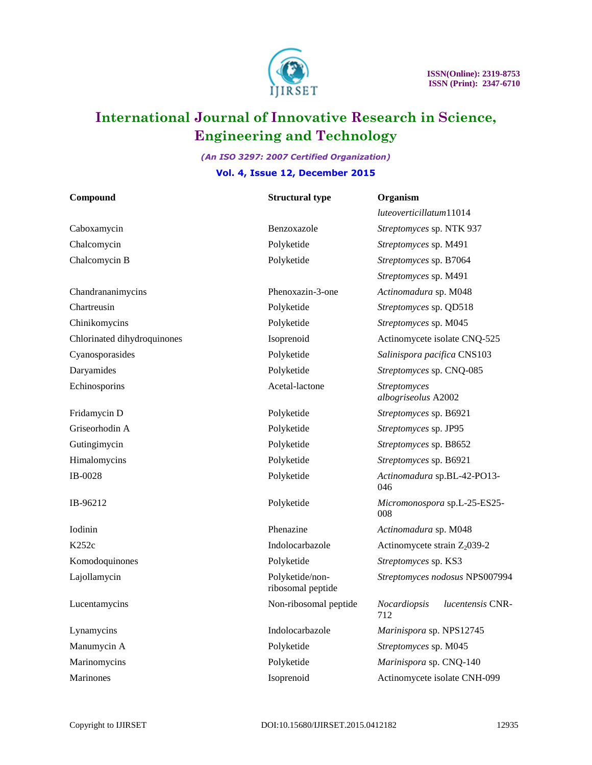| Compound | Structural type | Organism |
|---|---|---|
| | | *luteoverticillatum*11014 |
| Caboxamycin | Benzoxazole | *Streptomyces* sp. NTK 937 |
| Chalcomycin | Polyketide | *Streptomyces* sp. M491 |
| Chalcomycin B | Polyketide | *Streptomyces* sp. B7064 |
| | | *Streptomyces* sp. M491 |
| Chandrananimycins | Phenoxazin-3-one | *Actinomadura* sp. M048 |
| Chartreusin | Polyketide | *Streptomyces* sp. QD518 |
| Chinikomycins | Polyketide | *Streptomyces* sp. M045 |
| Chlorinated dihydroquinones | Isoprenoid | Actinomycete isolate CNQ-525 |
| Cyanosporasides | Polyketide | *Salinispora pacifica* CNS103 |
| Daryamides | Polyketide | *Streptomyces* sp. CNQ-085 |
| Echinosporins | Acetal-lactone | *Streptomyces albogriseolus* A2002 |
| Fridamycin D | Polyketide | *Streptomyces* sp. B6921 |
| Griseorhodin A | Polyketide | *Streptomyces* sp. JP95 |
| Gutingimycin | Polyketide | *Streptomyces* sp. B8652 |
| Himalomycins | Polyketide | *Streptomyces* sp. B6921 |
| IB-0028 | Polyketide | *Actinomadura* sp.BL-42-PO13-046 |
| IB-96212 | Polyketide | *Micromonospora* sp.L-25-ES25-008 |
| Iodinin | Phenazine | *Actinomadura* sp. M048 |
| K252c | Indolocarbazole | Actinomycete strain $Z_2$039-2 |
| Komodoquinones | Polyketide | *Streptomyces* sp. KS3 |
| Lajollamycin | Polyketide/non-ribosomal peptide | *Streptomyces nodosus* NPS007994 |
| Lucentamycins | Non-ribosomal peptide | *Nocardiopsis lucentensis* CNR-712 |
| Lynamycins | Indolocarbazole | *Marinispora* sp. NPS12745 |
| Manumycin A | Polyketide | *Streptomyces* sp. M045 |
| Marinomycins | Polyketide | *Marinispora* sp. CNQ-140 |
| Marinones | Isoprenoid | Actinomycete isolate CNH-099 |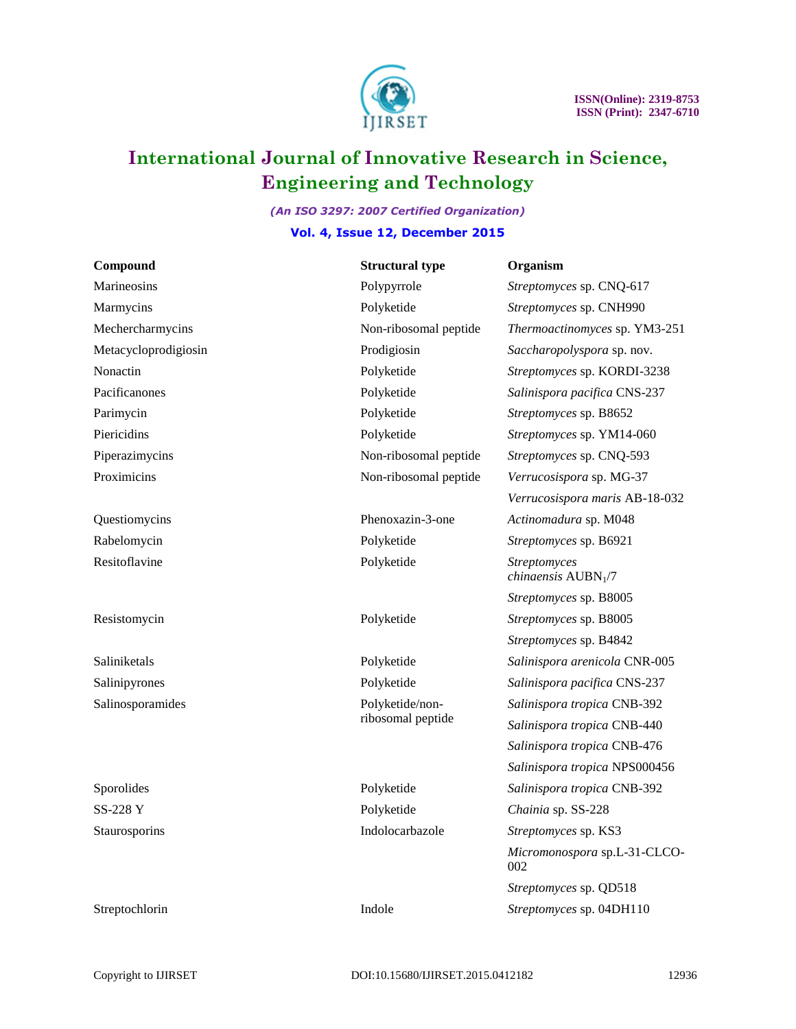| Compound | Structural type | Organism |
|---|---|---|
| Marineosins | Polypyrrole | *Streptomyces* sp. CNQ-617 |
| Marmycins | Polyketide | *Streptomyces* sp. CNH990 |
| Mechercharmycins | Non-ribosomal peptide | *Thermoactinomyces* sp. YM3-251 |
| Metacycloprodigiosin | Prodigiosin | *Saccharopolyspora* sp. nov. |
| Nonactin | Polyketide | *Streptomyces* sp. KORDI-3238 |
| Pacificanones | Polyketide | *Salinispora pacifica* CNS-237 |
| Parimycin | Polyketide | *Streptomyces* sp. B8652 |
| Piericidins | Polyketide | *Streptomyces* sp. YM14-060 |
| Piperazimycins | Non-ribosomal peptide | *Streptomyces* sp. CNQ-593 |
| Proximicins | Non-ribosomal peptide | *Verrucosispora* sp. MG-37 |
| | | *Verrucosispora maris* AB-18-032 |
| Questiomycins | Phenoxazin-3-one | *Actinomadura* sp. M048 |
| Rabelomycin | Polyketide | *Streptomyces* sp. B6921 |
| Resitoflavine | Polyketide | *Streptomyces chinaensis* AUBN$_1$/7 |
| | | *Streptomyces* sp. B8005 |
| Resistomycin | Polyketide | *Streptomyces* sp. B8005 |
| | | *Streptomyces* sp. B4842 |
| Saliniketals | Polyketide | *Salinispora arenicola* CNR-005 |
| Salinipyrones | Polyketide | *Salinispora pacifica* CNS-237 |
| Salinosporamides | Polyketide/non-ribosomal peptide | *Salinispora tropica* CNB-392 |
| | | *Salinispora tropica* CNB-440 |
| | | *Salinispora tropica* CNB-476 |
| | | *Salinispora tropica* NPS000456 |
| Sporolides | Polyketide | *Salinispora tropica* CNB-392 |
| SS-228 Y | Polyketide | *Chainia* sp. SS-228 |
| Staurosporins | Indolocarbazole | *Streptomyces* sp. KS3 |
| | | *Micromonospora* sp.L-31-CLCO-002 |
| | | *Streptomyces* sp. QD518 |
| Streptochlorin | Indole | *Streptomyces* sp. 04DH110 |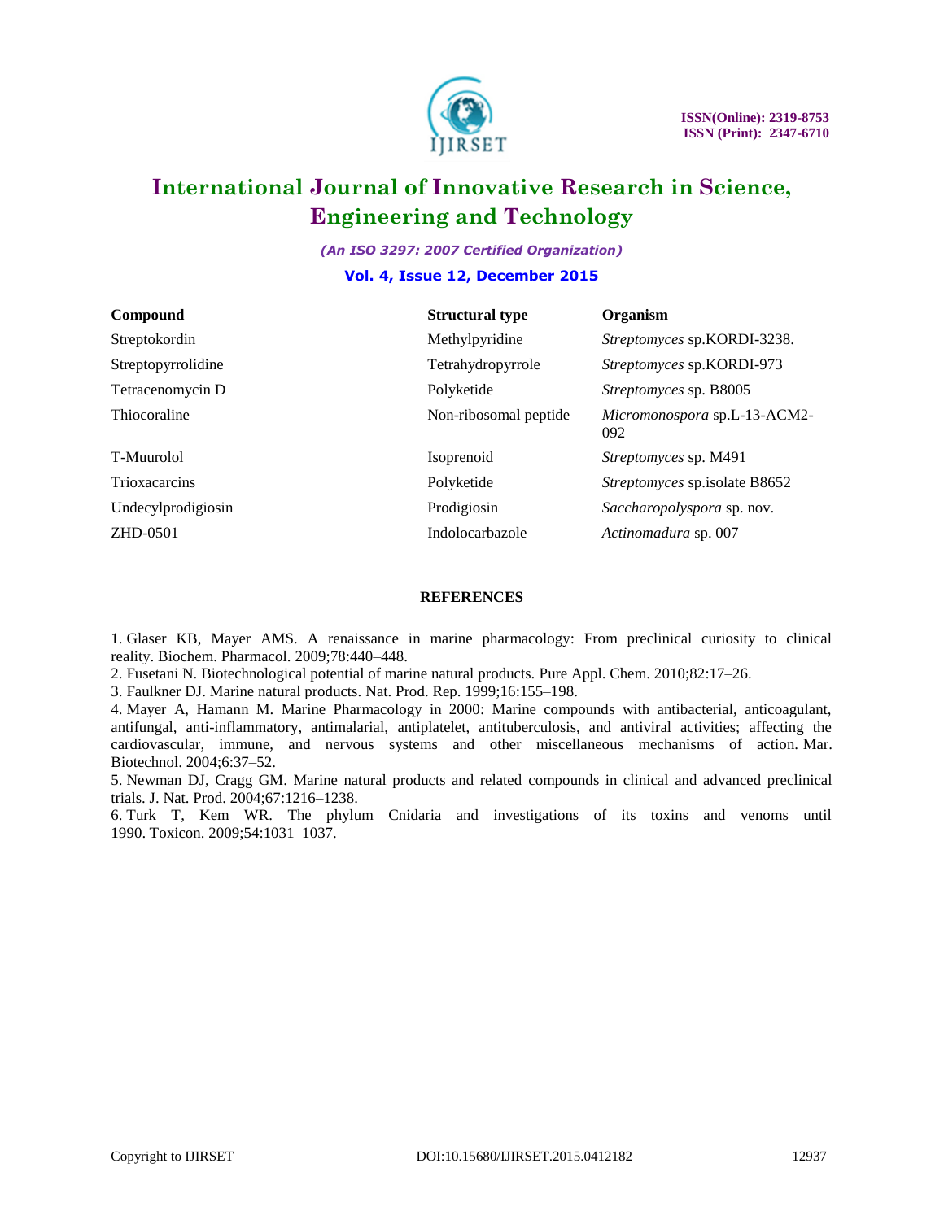| Compound | Structural type | Organism |
|---|---|---|
| Streptokordin | Methylpyridine | *Streptomyces* sp.KORDI-3238. |
| Streptopyrrolidine | Tetrahydropyrrole | *Streptomyces* sp.KORDI-973 |
| Tetracenomycin D | Polyketide | *Streptomyces* sp. B8005 |
| Thiocoraline | Non-ribosomal peptide | *Micromonospora* sp.L-13-ACM2-092 |
| T-Muurolol | Isoprenoid | *Streptomyces* sp. M491 |
| Trioxacarcins | Polyketide | *Streptomyces* sp.isolate B8652 |
| Undecylprodigiosin | Prodigiosin | *Saccharopolyspora* sp. nov. |
| ZHD-0501 | Indolocarbazole | *Actinomadura* sp. 007 |

## REFERENCES

1. Glaser KB, Mayer AMS. A renaissance in marine pharmacology: From preclinical curiosity to clinical reality. Biochem. Pharmacol. 2009;78:440–448.
2. Fusetani N. Biotechnological potential of marine natural products. Pure Appl. Chem. 2010;82:17–26.
3. Faulkner DJ. Marine natural products. Nat. Prod. Rep. 1999;16:155–198.
4. Mayer A, Hamann M. Marine Pharmacology in 2000: Marine compounds with antibacterial, anticoagulant, antifungal, anti-inflammatory, antimalarial, antiplatelet, antituberculosis, and antiviral activities; affecting the cardiovascular, immune, and nervous systems and other miscellaneous mechanisms of action. Mar. Biotechnol. 2004;6:37–52.
5. Newman DJ, Cragg GM. Marine natural products and related compounds in clinical and advanced preclinical trials. J. Nat. Prod. 2004;67:1216–1238.
6. Turk T, Kem WR. The phylum Cnidaria and investigations of its toxins and venoms until 1990. Toxicon. 2009;54:1031–1037.